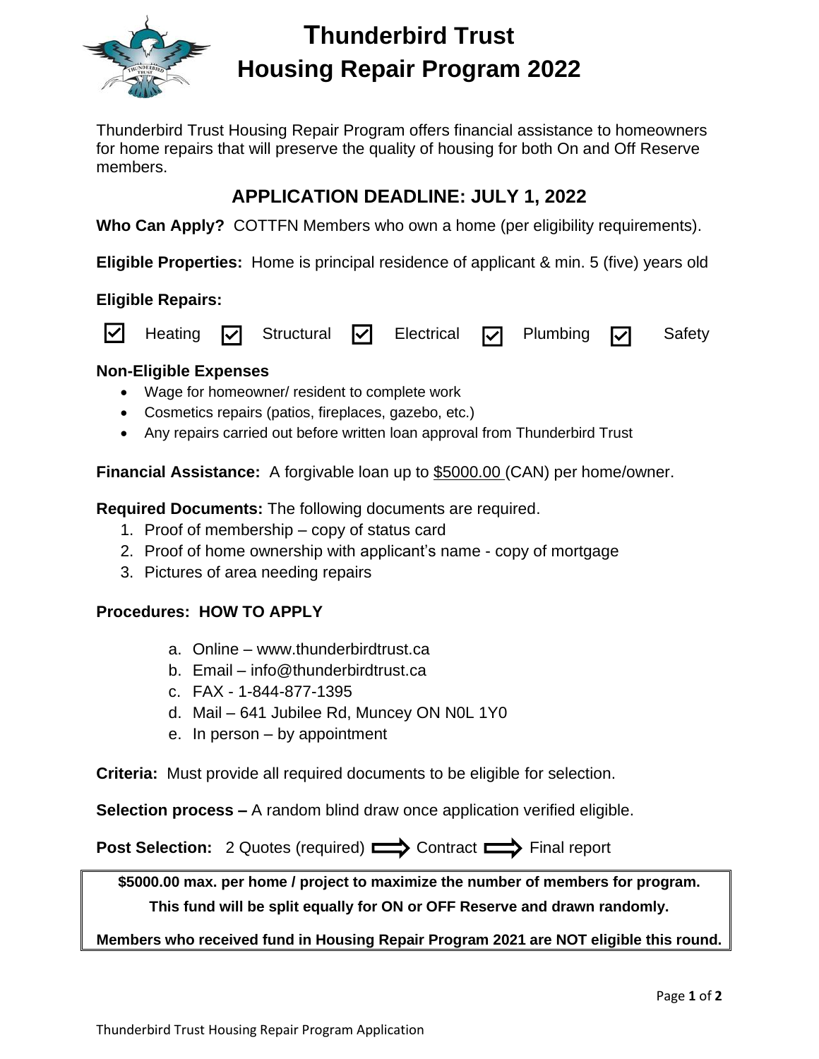# Thunderbird Trust
# Housing Repair Program 2022

Thunderbird Trust Housing Repair Program offers financial assistance to homeowners for home repairs that will preserve the quality of housing for both On and Off Reserve members.

## APPLICATION DEADLINE: JULY 1, 2022

**Who Can Apply?** COTTFN Members who own a home (per eligibility requirements).

**Eligible Properties:** Home is principal residence of applicant & min. 5 (five) years old

**Eligible Repairs:**

☑ Heating ☑ Structural ☑ Electrical ☑ Plumbing ☑ Safety

**Non-Eligible Expenses**

- Wage for homeowner/ resident to complete work
- Cosmetics repairs (patios, fireplaces, gazebo, etc.)
- Any repairs carried out before written loan approval from Thunderbird Trust

**Financial Assistance:** A forgivable loan up to $5000.00 (CAN) per home/owner.

**Required Documents:** The following documents are required.

1. Proof of membership – copy of status card
2. Proof of home ownership with applicant's name - copy of mortgage
3. Pictures of area needing repairs

**Procedures: HOW TO APPLY**

a. Online – www.thunderbirdtrust.ca
b. Email – info@thunderbirdtrust.ca
c. FAX - 1-844-877-1395
d. Mail – 641 Jubilee Rd, Muncey ON N0L 1Y0
e. In person – by appointment

**Criteria:** Must provide all required documents to be eligible for selection.

**Selection process –** A random blind draw once application verified eligible.

**Post Selection:** 2 Quotes (required) ⟹ Contract ⟹ Final report

**$5000.00 max. per home / project to maximize the number of members for program.**

**This fund will be split equally for ON or OFF Reserve and drawn randomly.**

**Members who received fund in Housing Repair Program 2021 are NOT eligible this round.**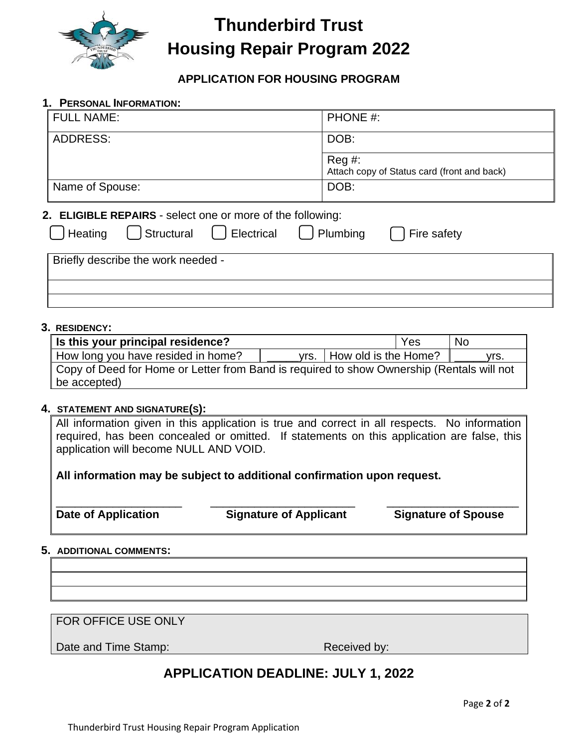# Thunderbird Trust
# Housing Repair Program 2022

### APPLICATION FOR HOUSING PROGRAM

**1. PERSONAL INFORMATION:**

| | |
|---|---|
| FULL NAME: | PHONE #: |
| ADDRESS: | DOB: |
| | Reg #: Attach copy of Status card (front and back) |
| Name of Spouse: | DOB: |

**2. ELIGIBLE REPAIRS** - select one or more of the following:

☐ Heating ☐ Structural ☐ Electrical ☐ Plumbing ☐ Fire safety

| |
|---|
| Briefly describe the work needed - |
| |
| |

**3. RESIDENCY:**

| | | | |
|---|---|---|---|
| **Is this your principal residence?** | | Yes | No |
| How long you have resided in home? | _____yrs. | How old is the Home? | _____yrs. |
| Copy of Deed for Home or Letter from Band is required to show Ownership (Rentals will not be accepted) | | | |

**4. STATEMENT AND SIGNATURE(S):**

All information given in this application is true and correct in all respects. No information required, has been concealed or omitted. If statements on this application are false, this application will become NULL AND VOID.

**All information may be subject to additional confirmation upon request.**

| | | |
|---|---|---|
| ____________________ | ________________________ | ______________________ |
| **Date of Application** | **Signature of Applicant** | **Signature of Spouse** |

**5. ADDITIONAL COMMENTS:**

| |
|---|
| |
| |
| |

| | |
|---|---|
| FOR OFFICE USE ONLY | |
| Date and Time Stamp: | Received by: |

## APPLICATION DEADLINE: JULY 1, 2022